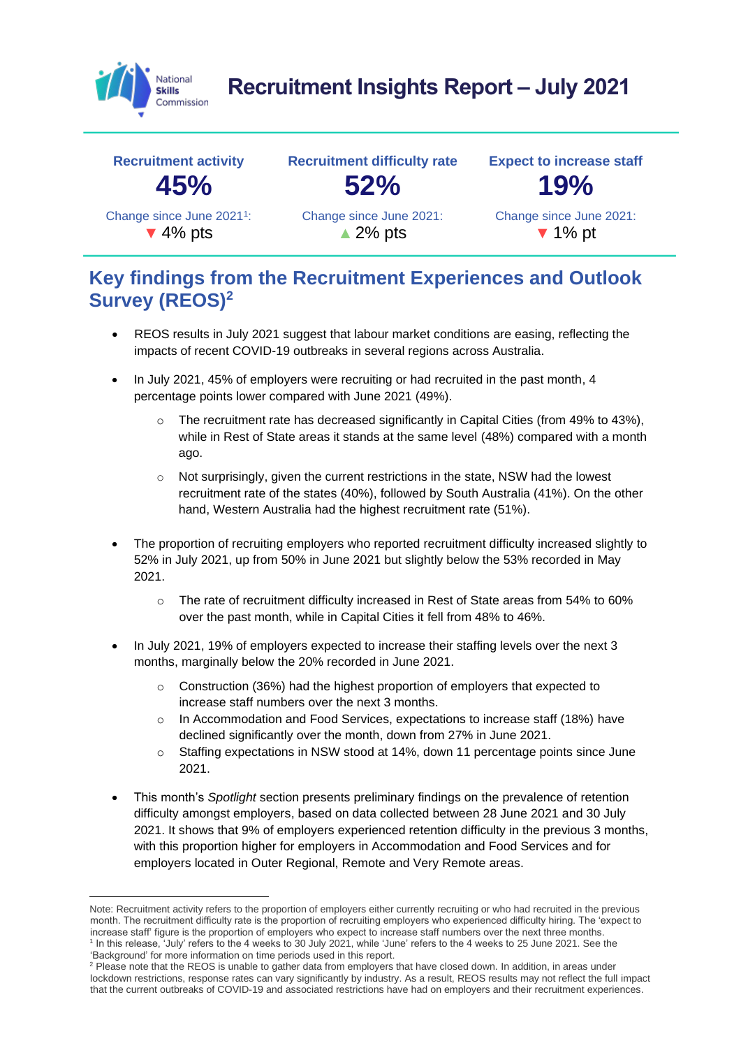# Recruitment Insights Report – July 2021

| Recruitment activity | Recruitment difficulty rate | Expect to increase staff |
|---|---|---|
| **45%** | **52%** | **19%** |
| Change since June 2021[1]: ▼ 4% pts | Change since June 2021: ▲ 2% pts | Change since June 2021: ▼ 1% pt |

## Key findings from the Recruitment Experiences and Outlook Survey (REOS)[2]

- REOS results in July 2021 suggest that labour market conditions are easing, reflecting the impacts of recent COVID-19 outbreaks in several regions across Australia.
- In July 2021, 45% of employers were recruiting or had recruited in the past month, 4 percentage points lower compared with June 2021 (49%).
  - The recruitment rate has decreased significantly in Capital Cities (from 49% to 43%), while in Rest of State areas it stands at the same level (48%) compared with a month ago.
  - Not surprisingly, given the current restrictions in the state, NSW had the lowest recruitment rate of the states (40%), followed by South Australia (41%). On the other hand, Western Australia had the highest recruitment rate (51%).
- The proportion of recruiting employers who reported recruitment difficulty increased slightly to 52% in July 2021, up from 50% in June 2021 but slightly below the 53% recorded in May 2021.
  - The rate of recruitment difficulty increased in Rest of State areas from 54% to 60% over the past month, while in Capital Cities it fell from 48% to 46%.
- In July 2021, 19% of employers expected to increase their staffing levels over the next 3 months, marginally below the 20% recorded in June 2021.
  - Construction (36%) had the highest proportion of employers that expected to increase staff numbers over the next 3 months.
  - In Accommodation and Food Services, expectations to increase staff (18%) have declined significantly over the month, down from 27% in June 2021.
  - Staffing expectations in NSW stood at 14%, down 11 percentage points since June 2021.
- This month's *Spotlight* section presents preliminary findings on the prevalence of retention difficulty amongst employers, based on data collected between 28 June 2021 and 30 July 2021. It shows that 9% of employers experienced retention difficulty in the previous 3 months, with this proportion higher for employers in Accommodation and Food Services and for employers located in Outer Regional, Remote and Very Remote areas.

---

Note: Recruitment activity refers to the proportion of employers either currently recruiting or who had recruited in the previous month. The recruitment difficulty rate is the proportion of recruiting employers who experienced difficulty hiring. The 'expect to increase staff' figure is the proportion of employers who expect to increase staff numbers over the next three months.

[1] In this release, 'July' refers to the 4 weeks to 30 July 2021, while 'June' refers to the 4 weeks to 25 June 2021. See the 'Background' for more information on time periods used in this report.

[2] Please note that the REOS is unable to gather data from employers that have closed down. In addition, in areas under lockdown restrictions, response rates can vary significantly by industry. As a result, REOS results may not reflect the full impact that the current outbreaks of COVID-19 and associated restrictions have had on employers and their recruitment experiences.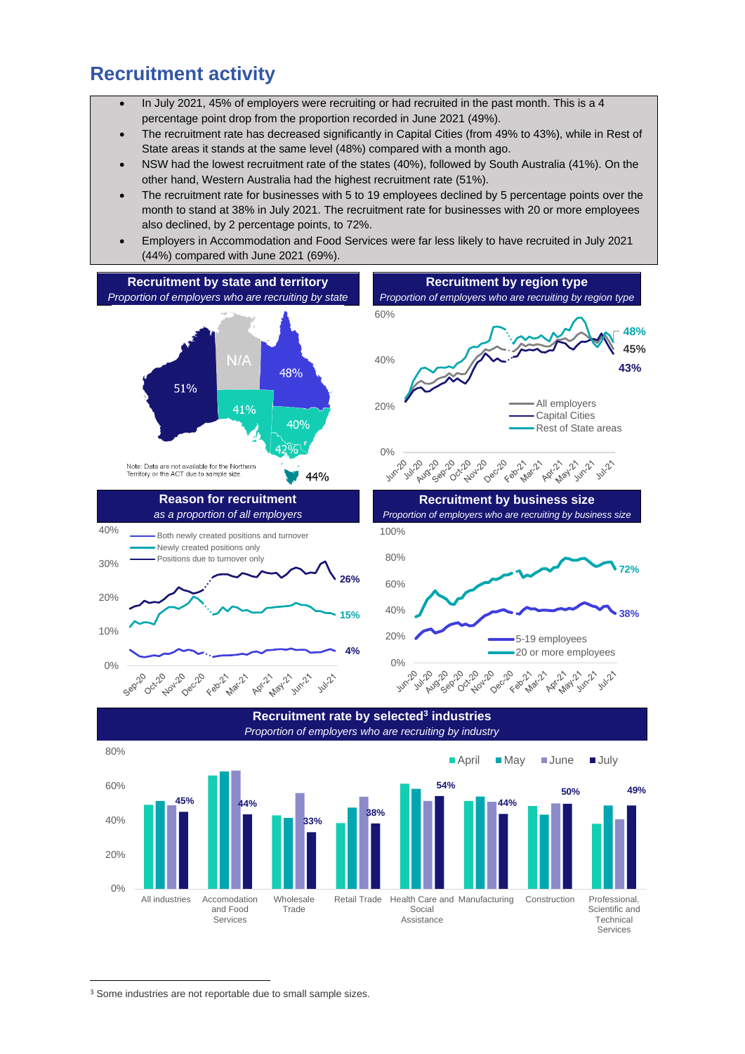## Recruitment activity

- In July 2021, 45% of employers were recruiting or had recruited in the past month. This is a 4 percentage point drop from the proportion recorded in June 2021 (49%).
- The recruitment rate has decreased significantly in Capital Cities (from 49% to 43%), while in Rest of State areas it stands at the same level (48%) compared with a month ago.
- NSW had the lowest recruitment rate of the states (40%), followed by South Australia (41%). On the other hand, Western Australia had the highest recruitment rate (51%).
- The recruitment rate for businesses with 5 to 19 employees declined by 5 percentage points over the month to stand at 38% in July 2021. The recruitment rate for businesses with 20 or more employees also declined, by 2 percentage points, to 72%.
- Employers in Accommodation and Food Services were far less likely to have recruited in July 2021 (44%) compared with June 2021 (69%).

**Recruitment by state and territory**
*Proportion of employers who are recruiting by state*

WA 51%, NT N/A, QLD 48%, SA 41%, NSW 40%, VIC 42%, TAS 44%

Note: Data are not available for the Northern Territory or the ACT due to sample size.

**Recruitment by region type**
*Proportion of employers who are recruiting by region type*

Jun-20 to Jul-21. July 2021: Rest of State areas 48%, All employers 45%, Capital Cities 43%

**Reason for recruitment**
*as a proportion of all employers*

Sep-20 to Jul-21. July 2021: Positions due to turnover only 26%, Newly created positions only 15%, Both newly created positions and turnover 4%

**Recruitment by business size**
*Proportion of employers who are recruiting by business size*

Jun-20 to Jul-21. July 2021: 20 or more employees 72%, 5-19 employees 38%

**Recruitment rate by selected[3] industries**
*Proportion of employers who are recruiting by industry*

| Industry | July |
|---|---|
| All industries | 45% |
| Accomodation and Food Services | 44% |
| Wholesale Trade | 33% |
| Retail Trade | 38% |
| Health Care and Social Assistance | 54% |
| Manufacturing | 44% |
| Construction | 50% |
| Professional, Scientific and Technical Services | 49% |

[3] Some industries are not reportable due to small sample sizes.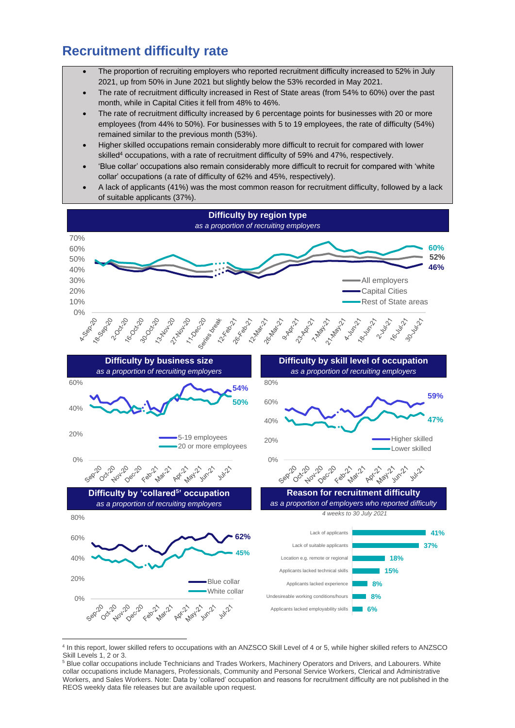## Recruitment difficulty rate

- The proportion of recruiting employers who reported recruitment difficulty increased to 52% in July 2021, up from 50% in June 2021 but slightly below the 53% recorded in May 2021.
- The rate of recruitment difficulty increased in Rest of State areas (from 54% to 60%) over the past month, while in Capital Cities it fell from 48% to 46%.
- The rate of recruitment difficulty increased by 6 percentage points for businesses with 20 or more employees (from 44% to 50%). For businesses with 5 to 19 employees, the rate of difficulty (54%) remained similar to the previous month (53%).
- Higher skilled occupations remain considerably more difficult to recruit for compared with lower skilled[4] occupations, with a rate of recruitment difficulty of 59% and 47%, respectively.
- 'Blue collar' occupations also remain considerably more difficult to recruit for compared with 'white collar' occupations (a rate of difficulty of 62% and 45%, respectively).
- A lack of applicants (41%) was the most common reason for recruitment difficulty, followed by a lack of suitable applicants (37%).

**Difficulty by region type**
*as a proportion of recruiting employers*

All employers: 52%; Capital Cities: 46%; Rest of State areas: 60%

**Difficulty by business size**
*as a proportion of recruiting employers*

5-19 employees: 54%; 20 or more employees: 50%

**Difficulty by skill level of occupation**
*as a proportion of recruiting employers*

Higher skilled: 59%; Lower skilled: 47%

**Difficulty by 'collared[5]' occupation**
*as a proportion of recruiting employers*

Blue collar: 62%; White collar: 45%

**Reason for recruitment difficulty**
*as a proportion of employers who reported difficulty*
*4 weeks to 30 July 2021*

| Reason | % |
|---|---|
| Lack of applicants | 41% |
| Lack of suitable applicants | 37% |
| Location e.g. remote or regional | 18% |
| Applicants lacked technical skills | 15% |
| Applicants lacked experience | 8% |
| Undesireable working conditions/hours | 8% |
| Applicants lacked employability skills | 6% |

---

[4] In this report, lower skilled refers to occupations with an ANZSCO Skill Level of 4 or 5, while higher skilled refers to ANZSCO Skill Levels 1, 2 or 3.

[5] Blue collar occupations include Technicians and Trades Workers, Machinery Operators and Drivers, and Labourers. White collar occupations include Managers, Professionals, Community and Personal Service Workers, Clerical and Administrative Workers, and Sales Workers. Note: Data by 'collared' occupation and reasons for recruitment difficulty are not published in the REOS weekly data file releases but are available upon request.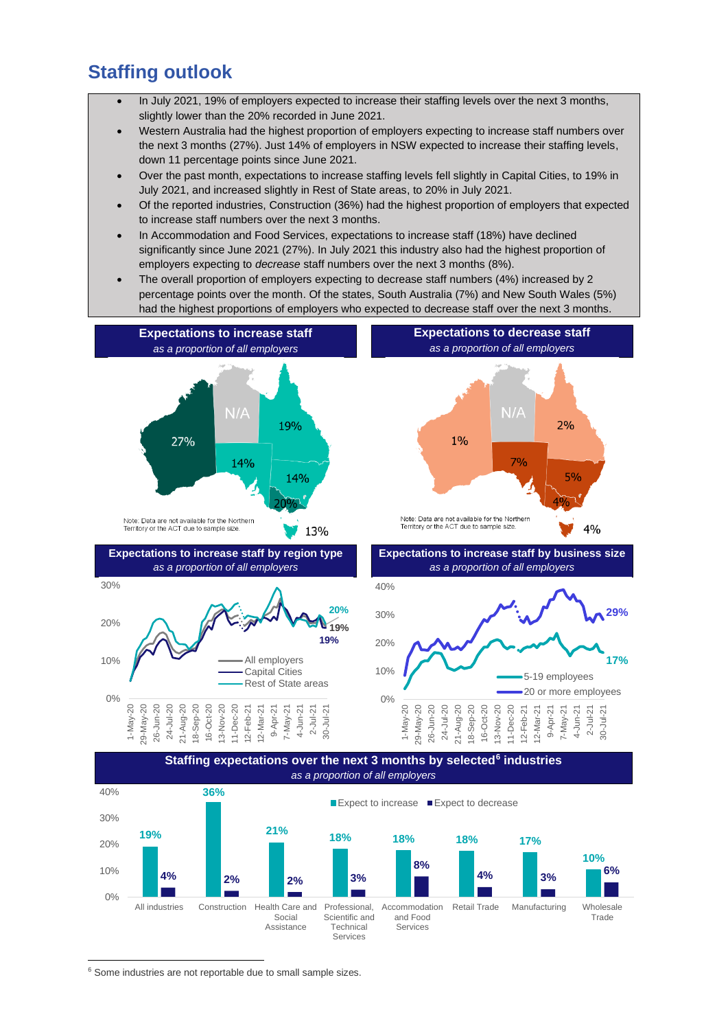## Staffing outlook

- In July 2021, 19% of employers expected to increase their staffing levels over the next 3 months, slightly lower than the 20% recorded in June 2021.
- Western Australia had the highest proportion of employers expecting to increase staff numbers over the next 3 months (27%). Just 14% of employers in NSW expected to increase their staffing levels, down 11 percentage points since June 2021.
- Over the past month, expectations to increase staffing levels fell slightly in Capital Cities, to 19% in July 2021, and increased slightly in Rest of State areas, to 20% in July 2021.
- Of the reported industries, Construction (36%) had the highest proportion of employers that expected to increase staff numbers over the next 3 months.
- In Accommodation and Food Services, expectations to increase staff (18%) have declined significantly since June 2021 (27%). In July 2021 this industry also had the highest proportion of employers expecting to *decrease* staff numbers over the next 3 months (8%).
- The overall proportion of employers expecting to decrease staff numbers (4%) increased by 2 percentage points over the month. Of the states, South Australia (7%) and New South Wales (5%) had the highest proportions of employers who expected to decrease staff over the next 3 months.

**Expectations to increase staff**
*as a proportion of all employers*

WA 27%, NT N/A, QLD 19%, SA 14%, NSW 14%, VIC 20%, TAS 13%

Note: Data are not available for the Northern Territory or the ACT due to sample size.

**Expectations to decrease staff**
*as a proportion of all employers*

WA 1%, NT N/A, QLD 2%, SA 7%, NSW 5%, VIC 4%, TAS 4%

Note: Data are not available for the Northern Territory or the ACT due to sample size.

**Expectations to increase staff by region type**
*as a proportion of all employers*

Latest (30-Jul-21): Rest of State areas 20%, All employers 19%, Capital Cities 19%

**Expectations to increase staff by business size**
*as a proportion of all employers*

Latest (30-Jul-21): 20 or more employees 29%, 5-19 employees 17%

**Staffing expectations over the next 3 months by selected[6] industries**
*as a proportion of all employers*

| Industry | Expect to increase | Expect to decrease |
|---|---|---|
| All industries | 19% | 4% |
| Construction | 36% | 2% |
| Health Care and Social Assistance | 21% | 2% |
| Professional, Scientific and Technical Services | 18% | 3% |
| Accommodation and Food Services | 18% | 8% |
| Retail Trade | 18% | 4% |
| Manufacturing | 17% | 3% |
| Wholesale Trade | 10% | 6% |

[6] Some industries are not reportable due to small sample sizes.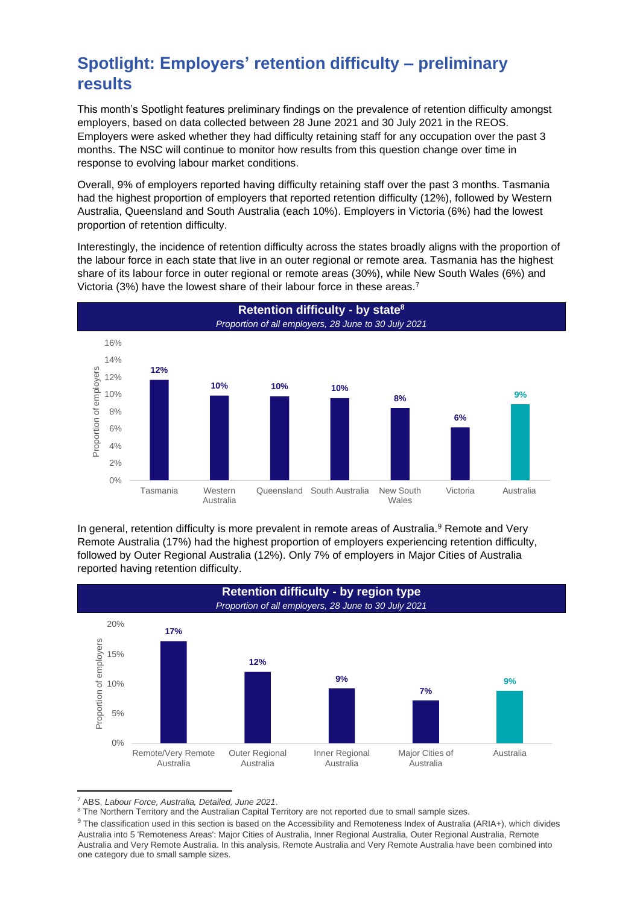# Spotlight: Employers' retention difficulty – preliminary results

This month's Spotlight features preliminary findings on the prevalence of retention difficulty amongst employers, based on data collected between 28 June 2021 and 30 July 2021 in the REOS. Employers were asked whether they had difficulty retaining staff for any occupation over the past 3 months. The NSC will continue to monitor how results from this question change over time in response to evolving labour market conditions.

Overall, 9% of employers reported having difficulty retaining staff over the past 3 months. Tasmania had the highest proportion of employers that reported retention difficulty (12%), followed by Western Australia, Queensland and South Australia (each 10%). Employers in Victoria (6%) had the lowest proportion of retention difficulty.

Interestingly, the incidence of retention difficulty across the states broadly aligns with the proportion of the labour force in each state that live in an outer regional or remote area. Tasmania has the highest share of its labour force in outer regional or remote areas (30%), while New South Wales (6%) and Victoria (3%) have the lowest share of their labour force in these areas.[7]

**Retention difficulty - by state[8]**

*Proportion of all employers, 28 June to 30 July 2021*

| State | Proportion of employers |
|---|---|
| Tasmania | 12% |
| Western Australia | 10% |
| Queensland | 10% |
| South Australia | 10% |
| New South Wales | 8% |
| Victoria | 6% |
| Australia | 9% |

In general, retention difficulty is more prevalent in remote areas of Australia.[9] Remote and Very Remote Australia (17%) had the highest proportion of employers experiencing retention difficulty, followed by Outer Regional Australia (12%). Only 7% of employers in Major Cities of Australia reported having retention difficulty.

**Retention difficulty - by region type**

*Proportion of all employers, 28 June to 30 July 2021*

| Region type | Proportion of employers |
|---|---|
| Remote/Very Remote Australia | 17% |
| Outer Regional Australia | 12% |
| Inner Regional Australia | 9% |
| Major Cities of Australia | 7% |
| Australia | 9% |

---

[7] ABS, *Labour Force, Australia, Detailed, June 2021*.

[8] The Northern Territory and the Australian Capital Territory are not reported due to small sample sizes.

[9] The classification used in this section is based on the Accessibility and Remoteness Index of Australia (ARIA+), which divides Australia into 5 'Remoteness Areas': Major Cities of Australia, Inner Regional Australia, Outer Regional Australia, Remote Australia and Very Remote Australia. In this analysis, Remote Australia and Very Remote Australia have been combined into one category due to small sample sizes.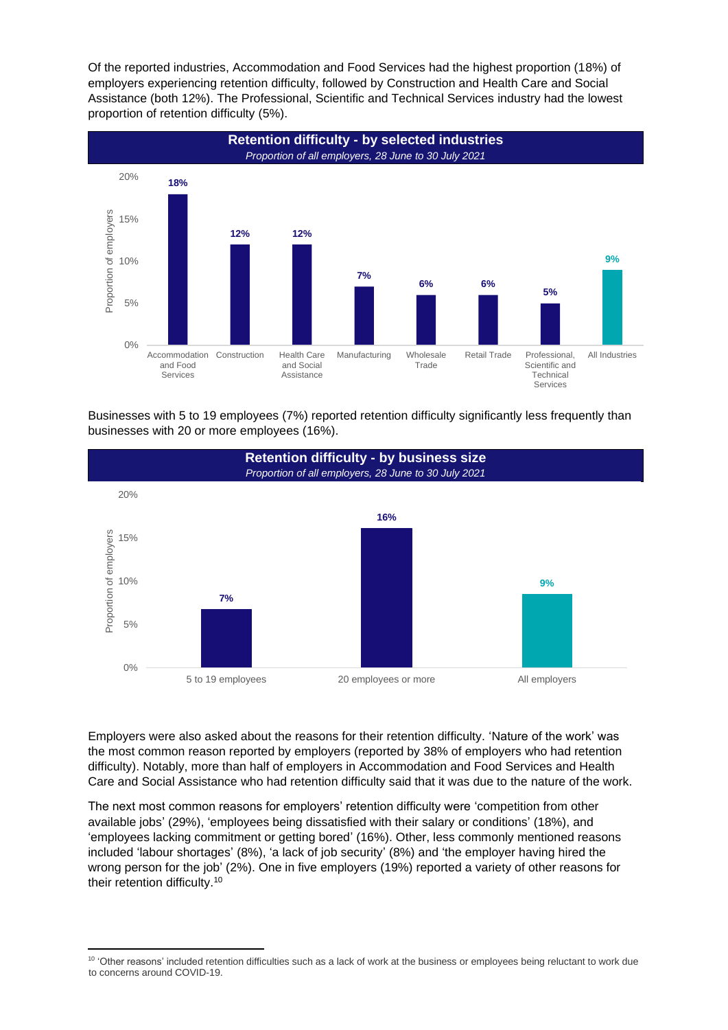Of the reported industries, Accommodation and Food Services had the highest proportion (18%) of employers experiencing retention difficulty, followed by Construction and Health Care and Social Assistance (both 12%). The Professional, Scientific and Technical Services industry had the lowest proportion of retention difficulty (5%).

**Retention difficulty - by selected industries**

*Proportion of all employers, 28 June to 30 July 2021*

| Industry | Proportion of employers |
| --- | --- |
| Accommodation and Food Services | 18% |
| Construction | 12% |
| Health Care and Social Assistance | 12% |
| Manufacturing | 7% |
| Wholesale Trade | 6% |
| Retail Trade | 6% |
| Professional, Scientific and Technical Services | 5% |
| All Industries | 9% |

Businesses with 5 to 19 employees (7%) reported retention difficulty significantly less frequently than businesses with 20 or more employees (16%).

**Retention difficulty - by business size**

*Proportion of all employers, 28 June to 30 July 2021*

| Business size | Proportion of employers |
| --- | --- |
| 5 to 19 employees | 7% |
| 20 employees or more | 16% |
| All employers | 9% |

Employers were also asked about the reasons for their retention difficulty. 'Nature of the work' was the most common reason reported by employers (reported by 38% of employers who had retention difficulty). Notably, more than half of employers in Accommodation and Food Services and Health Care and Social Assistance who had retention difficulty said that it was due to the nature of the work.

The next most common reasons for employers' retention difficulty were 'competition from other available jobs' (29%), 'employees being dissatisfied with their salary or conditions' (18%), and 'employees lacking commitment or getting bored' (16%). Other, less commonly mentioned reasons included 'labour shortages' (8%), 'a lack of job security' (8%) and 'the employer having hired the wrong person for the job' (2%). One in five employers (19%) reported a variety of other reasons for their retention difficulty.[10]

[10] 'Other reasons' included retention difficulties such as a lack of work at the business or employees being reluctant to work due to concerns around COVID-19.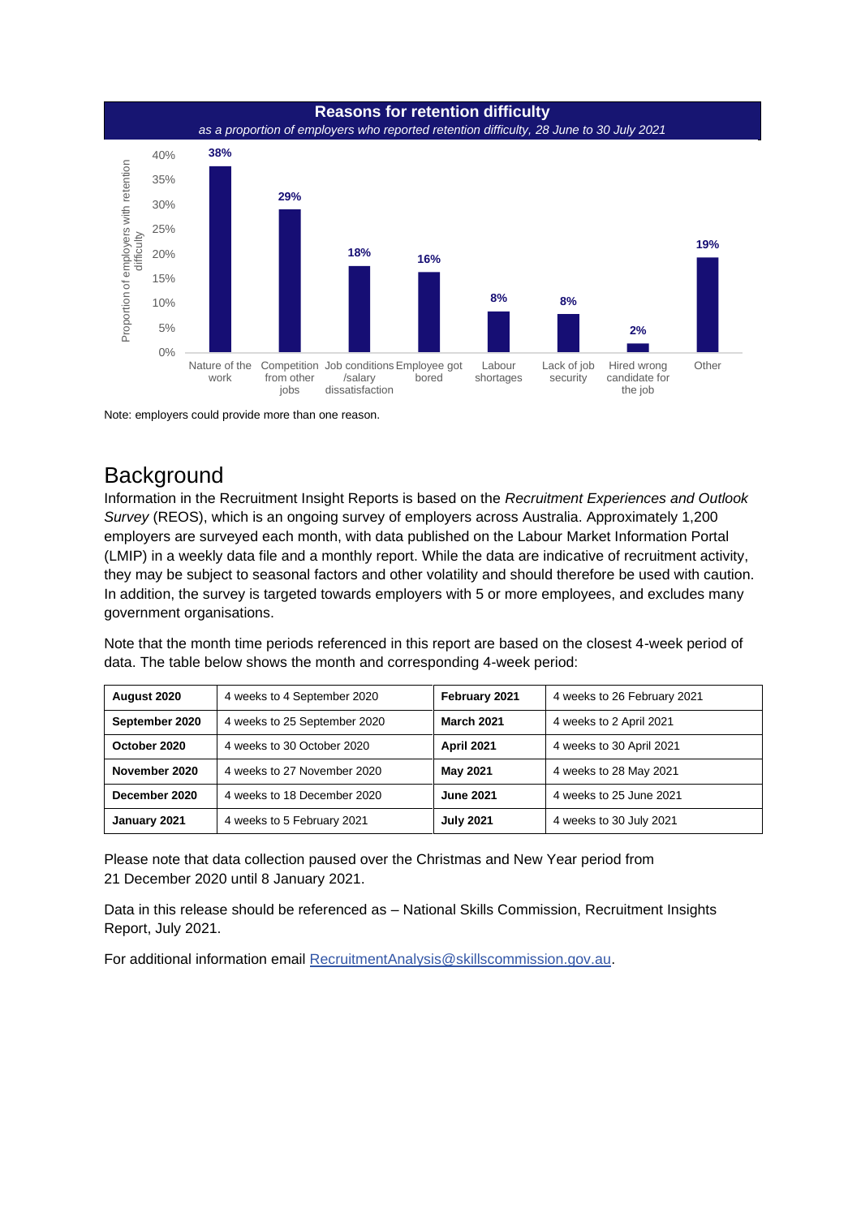**Reasons for retention difficulty**

*as a proportion of employers who reported retention difficulty, 28 June to 30 July 2021*

Proportion of employers with retention difficulty

0%
5%
10%
15%
20%
25%
30%
35%
40%

38% Nature of the work
29% Competition from other jobs
18% Job conditions /salary dissatisfaction
16% Employee got bored
8% Labour shortages
8% Lack of job security
2% Hired wrong candidate for the job
19% Other

Note: employers could provide more than one reason.

# Background

Information in the Recruitment Insight Reports is based on the *Recruitment Experiences and Outlook Survey* (REOS), which is an ongoing survey of employers across Australia. Approximately 1,200 employers are surveyed each month, with data published on the Labour Market Information Portal (LMIP) in a weekly data file and a monthly report. While the data are indicative of recruitment activity, they may be subject to seasonal factors and other volatility and should therefore be used with caution. In addition, the survey is targeted towards employers with 5 or more employees, and excludes many government organisations.

Note that the month time periods referenced in this report are based on the closest 4-week period of data. The table below shows the month and corresponding 4-week period:

| | | | |
|---|---|---|---|
| **August 2020** | 4 weeks to 4 September 2020 | **February 2021** | 4 weeks to 26 February 2021 |
| **September 2020** | 4 weeks to 25 September 2020 | **March 2021** | 4 weeks to 2 April 2021 |
| **October 2020** | 4 weeks to 30 October 2020 | **April 2021** | 4 weeks to 30 April 2021 |
| **November 2020** | 4 weeks to 27 November 2020 | **May 2021** | 4 weeks to 28 May 2021 |
| **December 2020** | 4 weeks to 18 December 2020 | **June 2021** | 4 weeks to 25 June 2021 |
| **January 2021** | 4 weeks to 5 February 2021 | **July 2021** | 4 weeks to 30 July 2021 |

Please note that data collection paused over the Christmas and New Year period from 21 December 2020 until 8 January 2021.

Data in this release should be referenced as – National Skills Commission, Recruitment Insights Report, July 2021.

For additional information email RecruitmentAnalysis@skillscommission.gov.au.